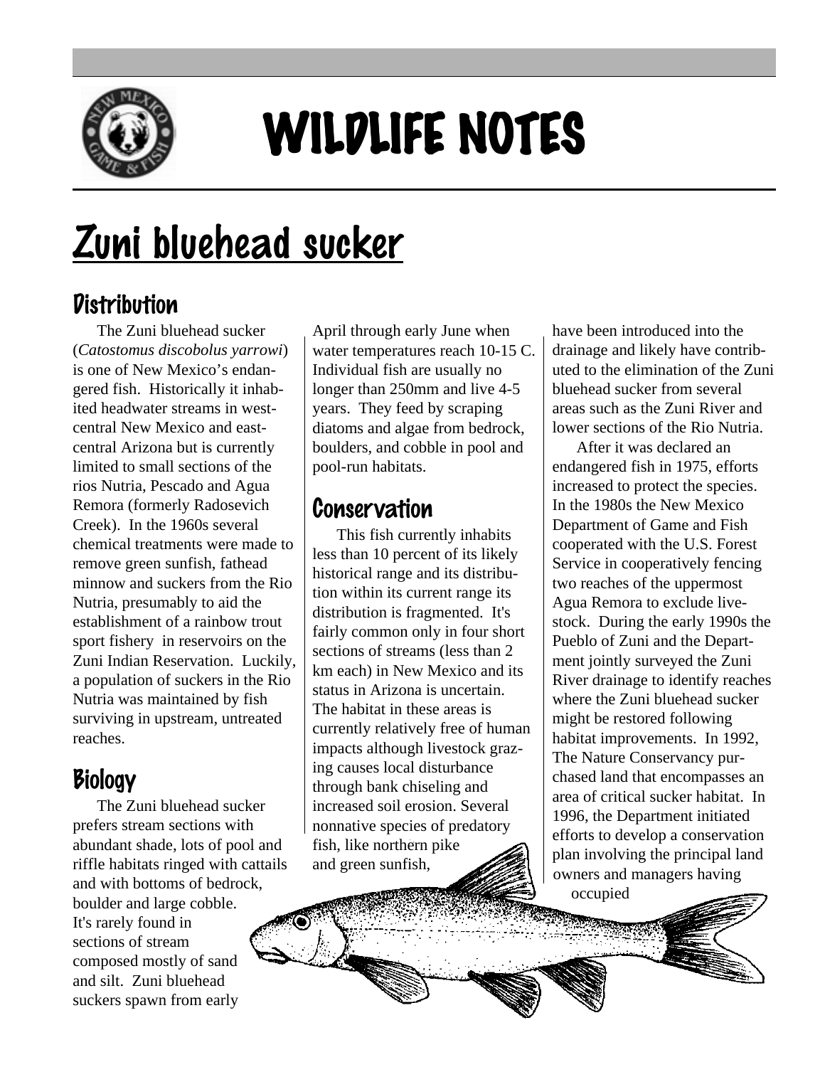# WILDLIFE NOTES

## Zuni bluehead sucker

### Distribution

The Zuni bluehead sucker (*Catostomus discobolus yarrowi*) is one of New Mexico's endangered fish. Historically it inhabited headwater streams in west-central New Mexico and east-central Arizona but is currently limited to small sections of the rios Nutria, Pescado and Agua Remora (formerly Radosevich Creek). In the 1960s several chemical treatments were made to remove green sunfish, fathead minnow and suckers from the Rio Nutria, presumably to aid the establishment of a rainbow trout sport fishery in reservoirs on the Zuni Indian Reservation. Luckily, a population of suckers in the Rio Nutria was maintained by fish surviving in upstream, untreated reaches.

### Biology

The Zuni bluehead sucker prefers stream sections with abundant shade, lots of pool and riffle habitats ringed with cattails and with bottoms of bedrock, boulder and large cobble. It's rarely found in sections of stream composed mostly of sand and silt. Zuni bluehead suckers spawn from early April through early June when water temperatures reach 10-15 C. Individual fish are usually no longer than 250mm and live 4-5 years. They feed by scraping diatoms and algae from bedrock, boulders, and cobble in pool and pool-run habitats.

### Conservation

This fish currently inhabits less than 10 percent of its likely historical range and its distribution within its current range its distribution is fragmented. It's fairly common only in four short sections of streams (less than 2 km each) in New Mexico and its status in Arizona is uncertain. The habitat in these areas is currently relatively free of human impacts although livestock grazing causes local disturbance through bank chiseling and increased soil erosion. Several nonnative species of predatory fish, like northern pike and green sunfish, have been introduced into the drainage and likely have contributed to the elimination of the Zuni bluehead sucker from several areas such as the Zuni River and lower sections of the Rio Nutria.

After it was declared an endangered fish in 1975, efforts increased to protect the species. In the 1980s the New Mexico Department of Game and Fish cooperated with the U.S. Forest Service in cooperatively fencing two reaches of the uppermost Agua Remora to exclude livestock. During the early 1990s the Pueblo of Zuni and the Department jointly surveyed the Zuni River drainage to identify reaches where the Zuni bluehead sucker might be restored following habitat improvements. In 1992, The Nature Conservancy purchased land that encompasses an area of critical sucker habitat. In 1996, the Department initiated efforts to develop a conservation plan involving the principal land owners and managers having occupied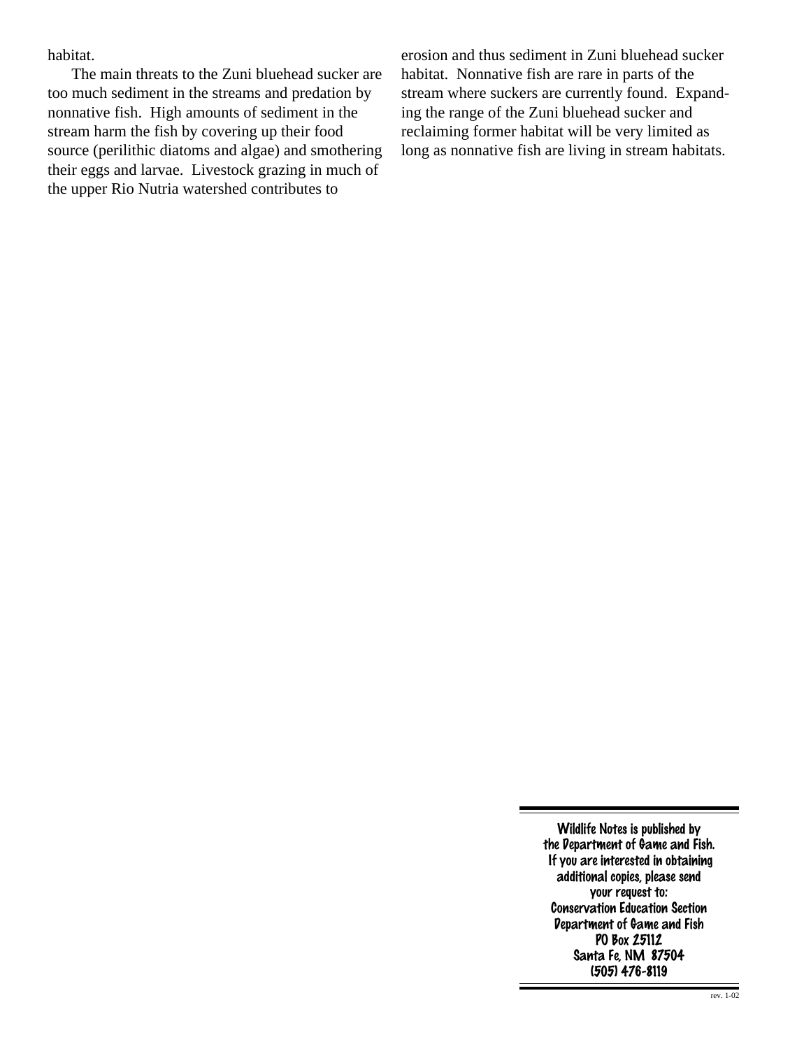habitat.

The main threats to the Zuni bluehead sucker are too much sediment in the streams and predation by nonnative fish. High amounts of sediment in the stream harm the fish by covering up their food source (perilithic diatoms and algae) and smothering their eggs and larvae. Livestock grazing in much of the upper Rio Nutria watershed contributes to erosion and thus sediment in Zuni bluehead sucker habitat. Nonnative fish are rare in parts of the stream where suckers are currently found. Expanding the range of the Zuni bluehead sucker and reclaiming former habitat will be very limited as long as nonnative fish are living in stream habitats.

---

Wildlife Notes is published by
the Department of Game and Fish.
If you are interested in obtaining
additional copies, please send
your request to:
Conservation Education Section
Department of Game and Fish
PO Box 25112
Santa Fe, NM 87504
(505) 476-8119

---

rev. 1-02